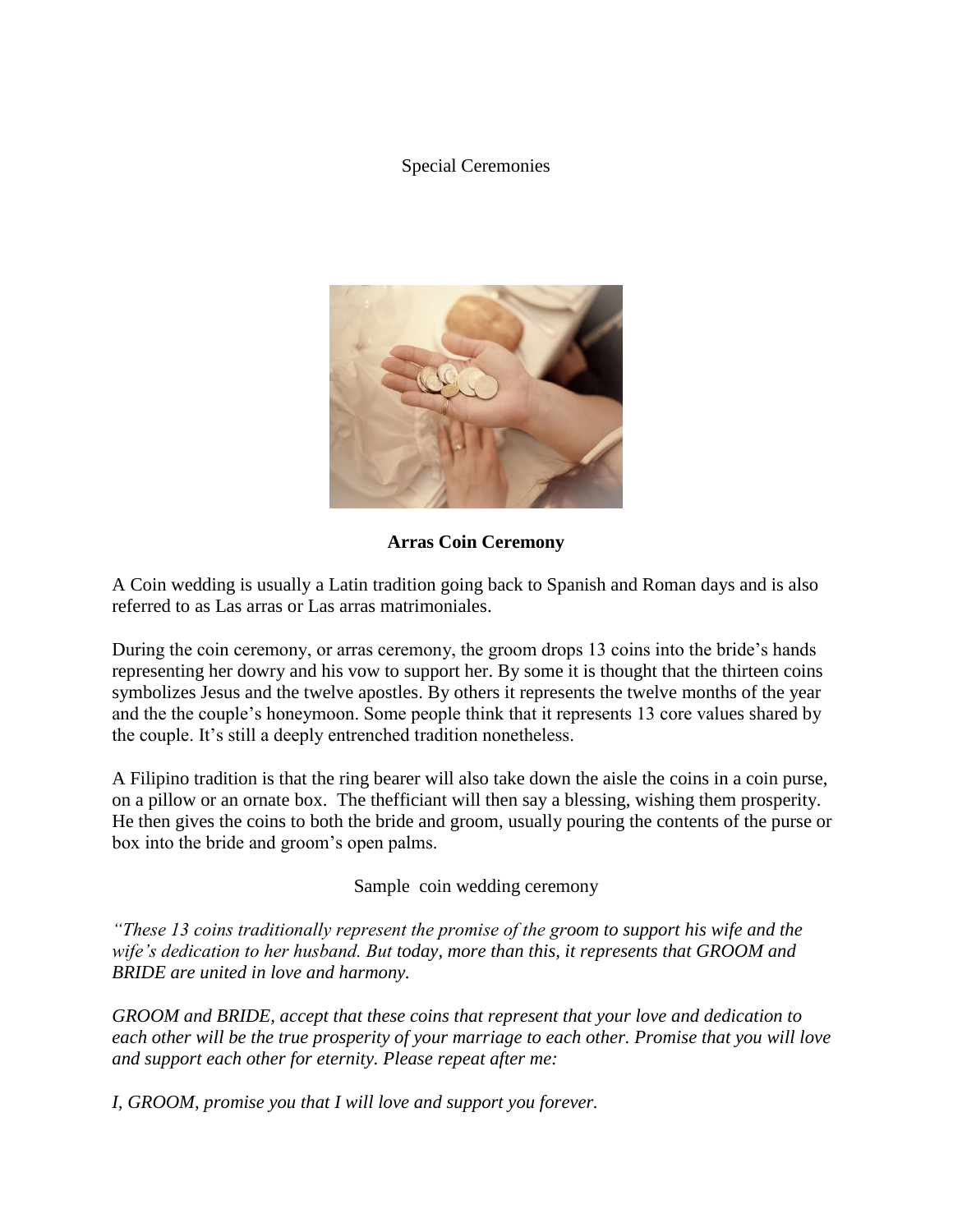# Special Ceremonies

**Arras Coin Ceremony**

A Coin wedding is usually a Latin tradition going back to Spanish and Roman days and is also referred to as Las arras or Las arras matrimoniales.

During the coin ceremony, or arras ceremony, the groom drops 13 coins into the bride's hands representing her dowry and his vow to support her. By some it is thought that the thirteen coins symbolizes Jesus and the twelve apostles. By others it represents the twelve months of the year and the the couple's honeymoon. Some people think that it represents 13 core values shared by the couple. It's still a deeply entrenched tradition nonetheless.

A Filipino tradition is that the ring bearer will also take down the aisle the coins in a coin purse, on a pillow or an ornate box. The thefficiant will then say a blessing, wishing them prosperity. He then gives the coins to both the bride and groom, usually pouring the contents of the purse or box into the bride and groom's open palms.

Sample coin wedding ceremony

*"These 13 coins traditionally represent the promise of the groom to support his wife and the wife's dedication to her husband. But today, more than this, it represents that GROOM and BRIDE are united in love and harmony.*

*GROOM and BRIDE, accept that these coins that represent that your love and dedication to each other will be the true prosperity of your marriage to each other. Promise that you will love and support each other for eternity. Please repeat after me:*

*I, GROOM, promise you that I will love and support you forever.*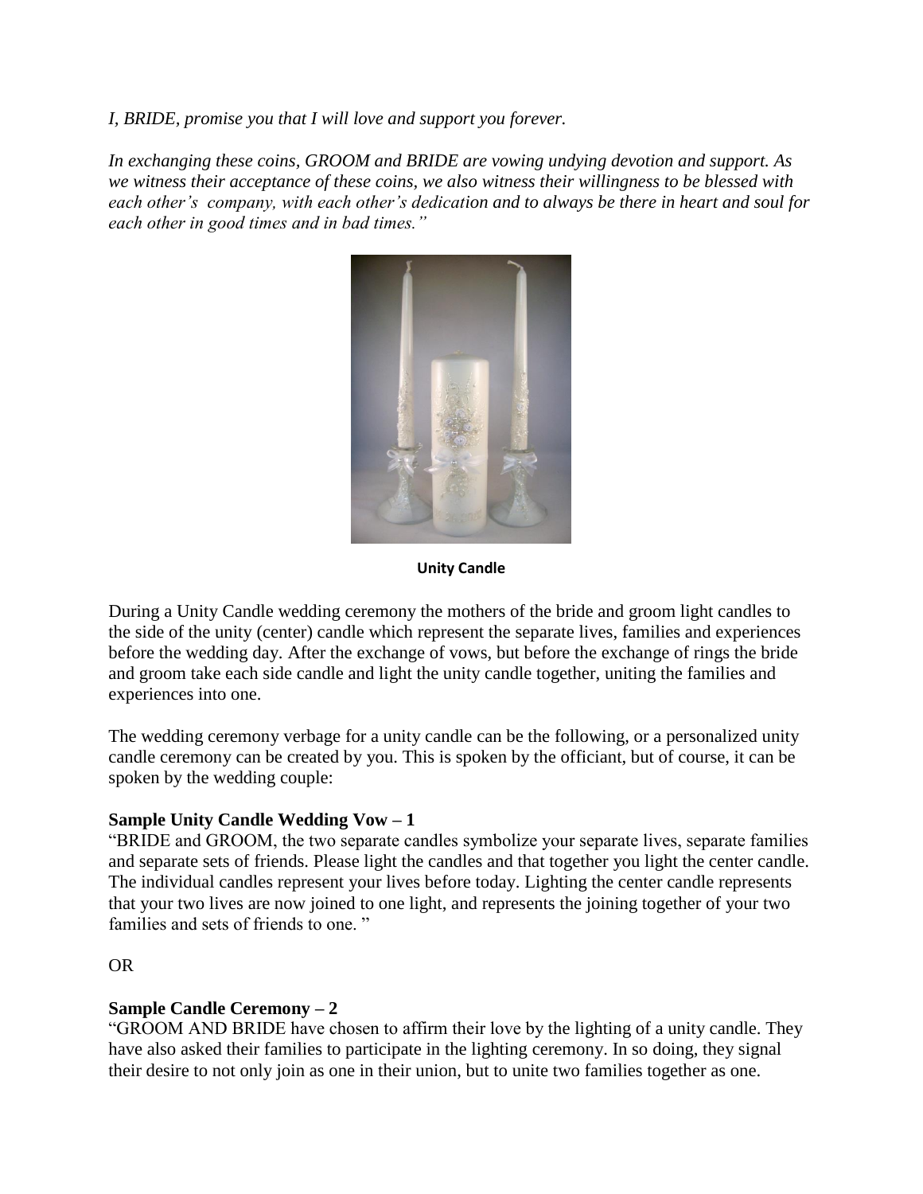*I, BRIDE, promise you that I will love and support you forever.*

*In exchanging these coins, GROOM and BRIDE are vowing undying devotion and support. As we witness their acceptance of these coins, we also witness their willingness to be blessed with each other's company, with each other's dedication and to always be there in heart and soul for each other in good times and in bad times."*

**Unity Candle**

During a Unity Candle wedding ceremony the mothers of the bride and groom light candles to the side of the unity (center) candle which represent the separate lives, families and experiences before the wedding day. After the exchange of vows, but before the exchange of rings the bride and groom take each side candle and light the unity candle together, uniting the families and experiences into one.

The wedding ceremony verbage for a unity candle can be the following, or a personalized unity candle ceremony can be created by you. This is spoken by the officiant, but of course, it can be spoken by the wedding couple:

**Sample Unity Candle Wedding Vow – 1**

"BRIDE and GROOM, the two separate candles symbolize your separate lives, separate families and separate sets of friends. Please light the candles and that together you light the center candle. The individual candles represent your lives before today. Lighting the center candle represents that your two lives are now joined to one light, and represents the joining together of your two families and sets of friends to one. "

OR

**Sample Candle Ceremony – 2**

"GROOM AND BRIDE have chosen to affirm their love by the lighting of a unity candle. They have also asked their families to participate in the lighting ceremony. In so doing, they signal their desire to not only join as one in their union, but to unite two families together as one.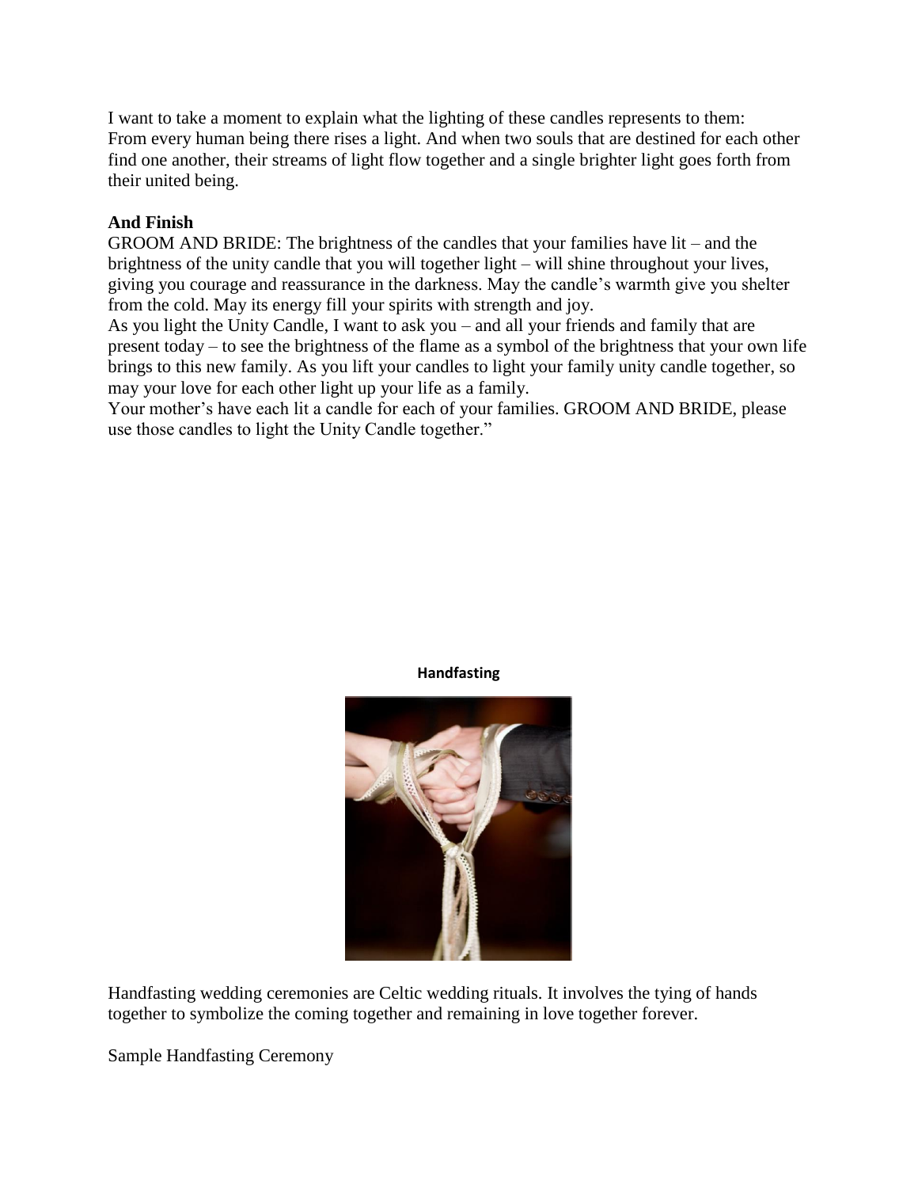I want to take a moment to explain what the lighting of these candles represents to them:
From every human being there rises a light. And when two souls that are destined for each other find one another, their streams of light flow together and a single brighter light goes forth from their united being.

**And Finish**

GROOM AND BRIDE: The brightness of the candles that your families have lit – and the brightness of the unity candle that you will together light – will shine throughout your lives, giving you courage and reassurance in the darkness. May the candle's warmth give you shelter from the cold. May its energy fill your spirits with strength and joy.
As you light the Unity Candle, I want to ask you – and all your friends and family that are present today – to see the brightness of the flame as a symbol of the brightness that your own life brings to this new family. As you lift your candles to light your family unity candle together, so may your love for each other light up your life as a family.
Your mother's have each lit a candle for each of your families. GROOM AND BRIDE, please use those candles to light the Unity Candle together."

**Handfasting**

Handfasting wedding ceremonies are Celtic wedding rituals. It involves the tying of hands together to symbolize the coming together and remaining in love together forever.

Sample Handfasting Ceremony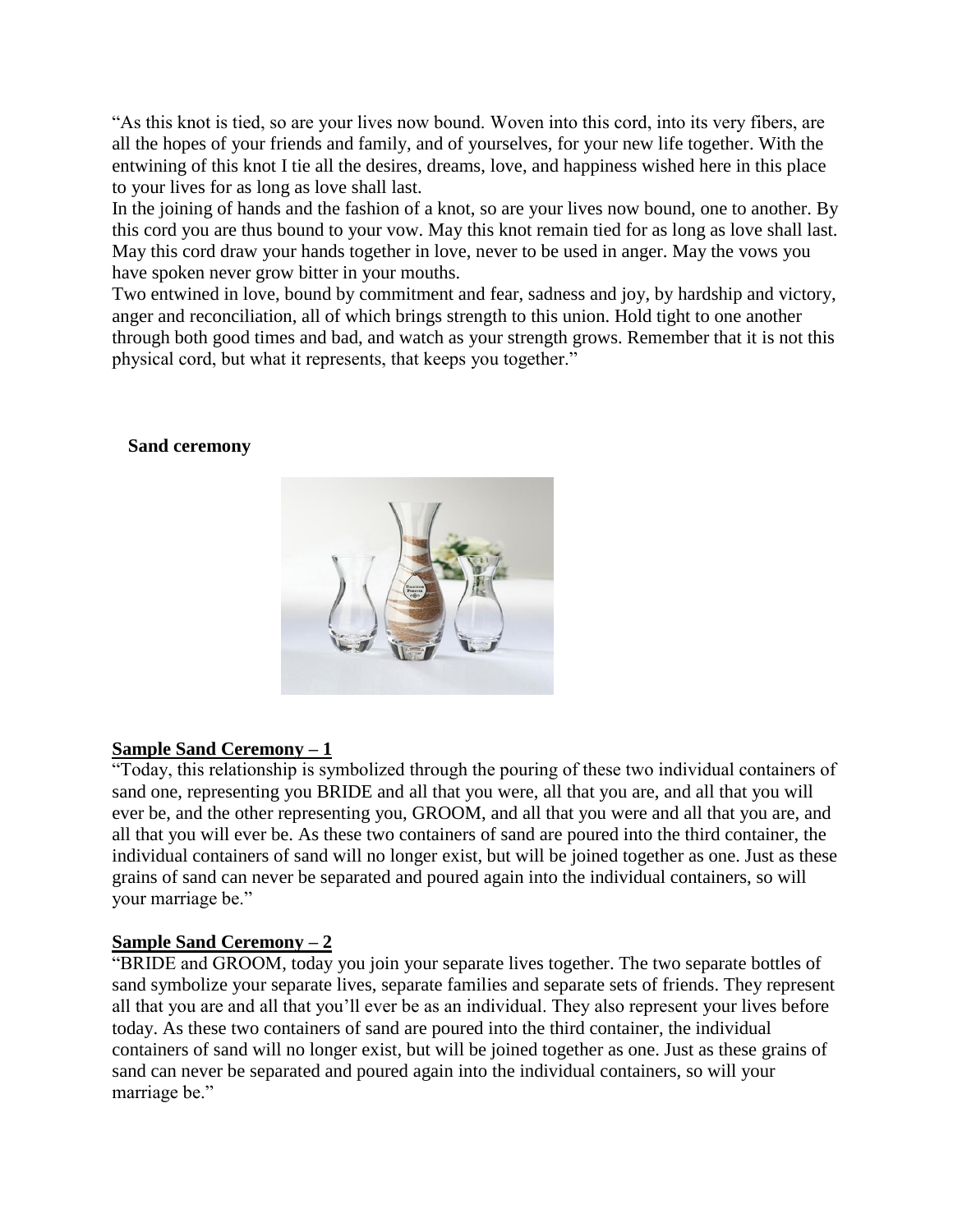"As this knot is tied, so are your lives now bound. Woven into this cord, into its very fibers, are all the hopes of your friends and family, and of yourselves, for your new life together. With the entwining of this knot I tie all the desires, dreams, love, and happiness wished here in this place to your lives for as long as love shall last.

In the joining of hands and the fashion of a knot, so are your lives now bound, one to another. By this cord you are thus bound to your vow. May this knot remain tied for as long as love shall last. May this cord draw your hands together in love, never to be used in anger. May the vows you have spoken never grow bitter in your mouths.

Two entwined in love, bound by commitment and fear, sadness and joy, by hardship and victory, anger and reconciliation, all of which brings strength to this union. Hold tight to one another through both good times and bad, and watch as your strength grows. Remember that it is not this physical cord, but what it represents, that keeps you together."

**Sand ceremony**

**<u>Sample Sand Ceremony – 1</u>**

"Today, this relationship is symbolized through the pouring of these two individual containers of sand one, representing you BRIDE and all that you were, all that you are, and all that you will ever be, and the other representing you, GROOM, and all that you were and all that you are, and all that you will ever be. As these two containers of sand are poured into the third container, the individual containers of sand will no longer exist, but will be joined together as one. Just as these grains of sand can never be separated and poured again into the individual containers, so will your marriage be."

**<u>Sample Sand Ceremony – 2</u>**

"BRIDE and GROOM, today you join your separate lives together. The two separate bottles of sand symbolize your separate lives, separate families and separate sets of friends. They represent all that you are and all that you'll ever be as an individual. They also represent your lives before today. As these two containers of sand are poured into the third container, the individual containers of sand will no longer exist, but will be joined together as one. Just as these grains of sand can never be separated and poured again into the individual containers, so will your marriage be."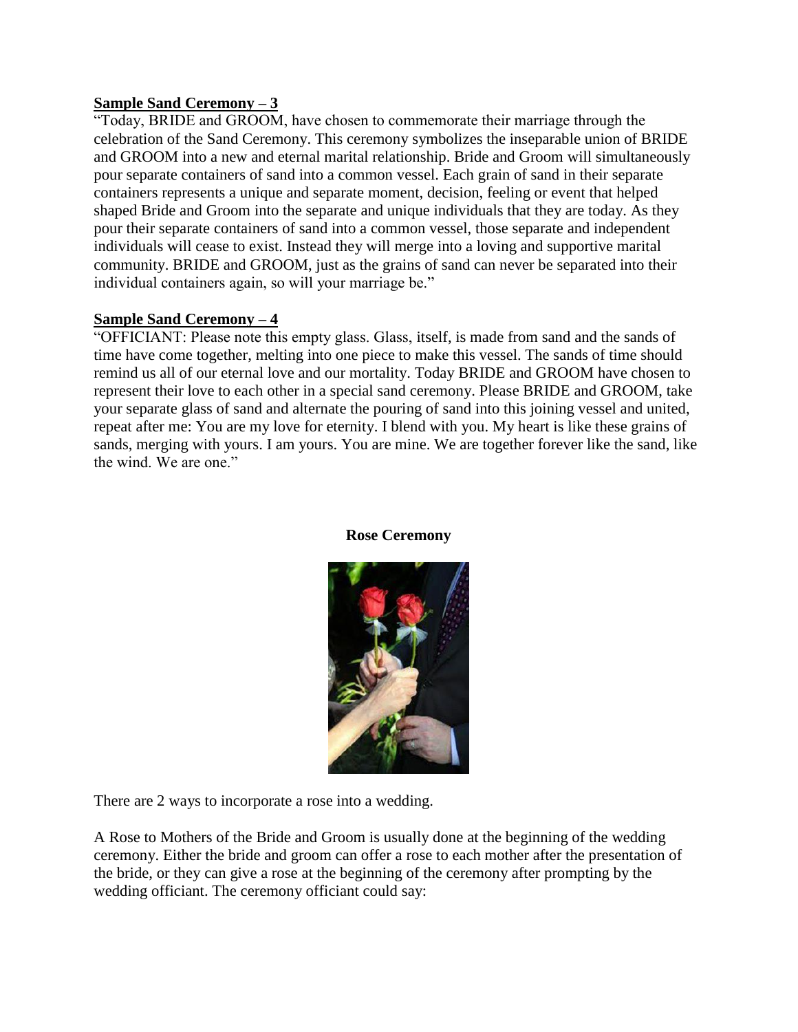**<u>Sample Sand Ceremony – 3</u>**

"Today, BRIDE and GROOM, have chosen to commemorate their marriage through the celebration of the Sand Ceremony. This ceremony symbolizes the inseparable union of BRIDE and GROOM into a new and eternal marital relationship. Bride and Groom will simultaneously pour separate containers of sand into a common vessel. Each grain of sand in their separate containers represents a unique and separate moment, decision, feeling or event that helped shaped Bride and Groom into the separate and unique individuals that they are today. As they pour their separate containers of sand into a common vessel, those separate and independent individuals will cease to exist. Instead they will merge into a loving and supportive marital community. BRIDE and GROOM, just as the grains of sand can never be separated into their individual containers again, so will your marriage be."

**<u>Sample Sand Ceremony – 4</u>**

"OFFICIANT: Please note this empty glass. Glass, itself, is made from sand and the sands of time have come together, melting into one piece to make this vessel. The sands of time should remind us all of our eternal love and our mortality. Today BRIDE and GROOM have chosen to represent their love to each other in a special sand ceremony. Please BRIDE and GROOM, take your separate glass of sand and alternate the pouring of sand into this joining vessel and united, repeat after me: You are my love for eternity. I blend with you. My heart is like these grains of sands, merging with yours. I am yours. You are mine. We are together forever like the sand, like the wind. We are one."

**Rose Ceremony**

There are 2 ways to incorporate a rose into a wedding.

A Rose to Mothers of the Bride and Groom is usually done at the beginning of the wedding ceremony. Either the bride and groom can offer a rose to each mother after the presentation of the bride, or they can give a rose at the beginning of the ceremony after prompting by the wedding officiant. The ceremony officiant could say: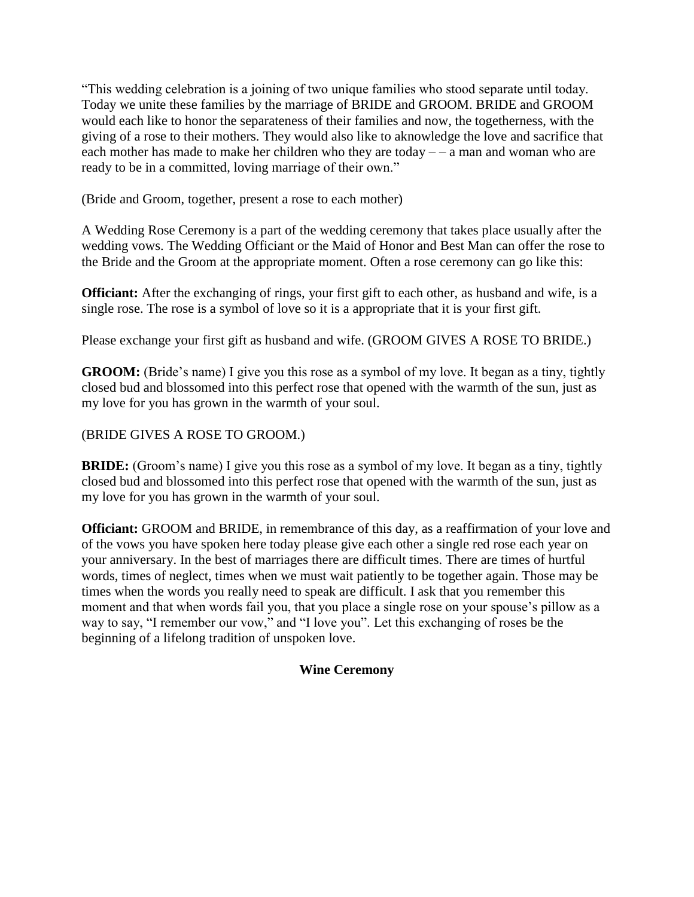"This wedding celebration is a joining of two unique families who stood separate until today. Today we unite these families by the marriage of BRIDE and GROOM. BRIDE and GROOM would each like to honor the separateness of their families and now, the togetherness, with the giving of a rose to their mothers. They would also like to aknowledge the love and sacrifice that each mother has made to make her children who they are today – – a man and woman who are ready to be in a committed, loving marriage of their own."

(Bride and Groom, together, present a rose to each mother)

A Wedding Rose Ceremony is a part of the wedding ceremony that takes place usually after the wedding vows. The Wedding Officiant or the Maid of Honor and Best Man can offer the rose to the Bride and the Groom at the appropriate moment. Often a rose ceremony can go like this:

**Officiant:** After the exchanging of rings, your first gift to each other, as husband and wife, is a single rose. The rose is a symbol of love so it is a appropriate that it is your first gift.

Please exchange your first gift as husband and wife. (GROOM GIVES A ROSE TO BRIDE.)

**GROOM:** (Bride's name) I give you this rose as a symbol of my love. It began as a tiny, tightly closed bud and blossomed into this perfect rose that opened with the warmth of the sun, just as my love for you has grown in the warmth of your soul.

(BRIDE GIVES A ROSE TO GROOM.)

**BRIDE:** (Groom's name) I give you this rose as a symbol of my love. It began as a tiny, tightly closed bud and blossomed into this perfect rose that opened with the warmth of the sun, just as my love for you has grown in the warmth of your soul.

**Officiant:** GROOM and BRIDE, in remembrance of this day, as a reaffirmation of your love and of the vows you have spoken here today please give each other a single red rose each year on your anniversary. In the best of marriages there are difficult times. There are times of hurtful words, times of neglect, times when we must wait patiently to be together again. Those may be times when the words you really need to speak are difficult. I ask that you remember this moment and that when words fail you, that you place a single rose on your spouse's pillow as a way to say, "I remember our vow," and "I love you". Let this exchanging of roses be the beginning of a lifelong tradition of unspoken love.

## Wine Ceremony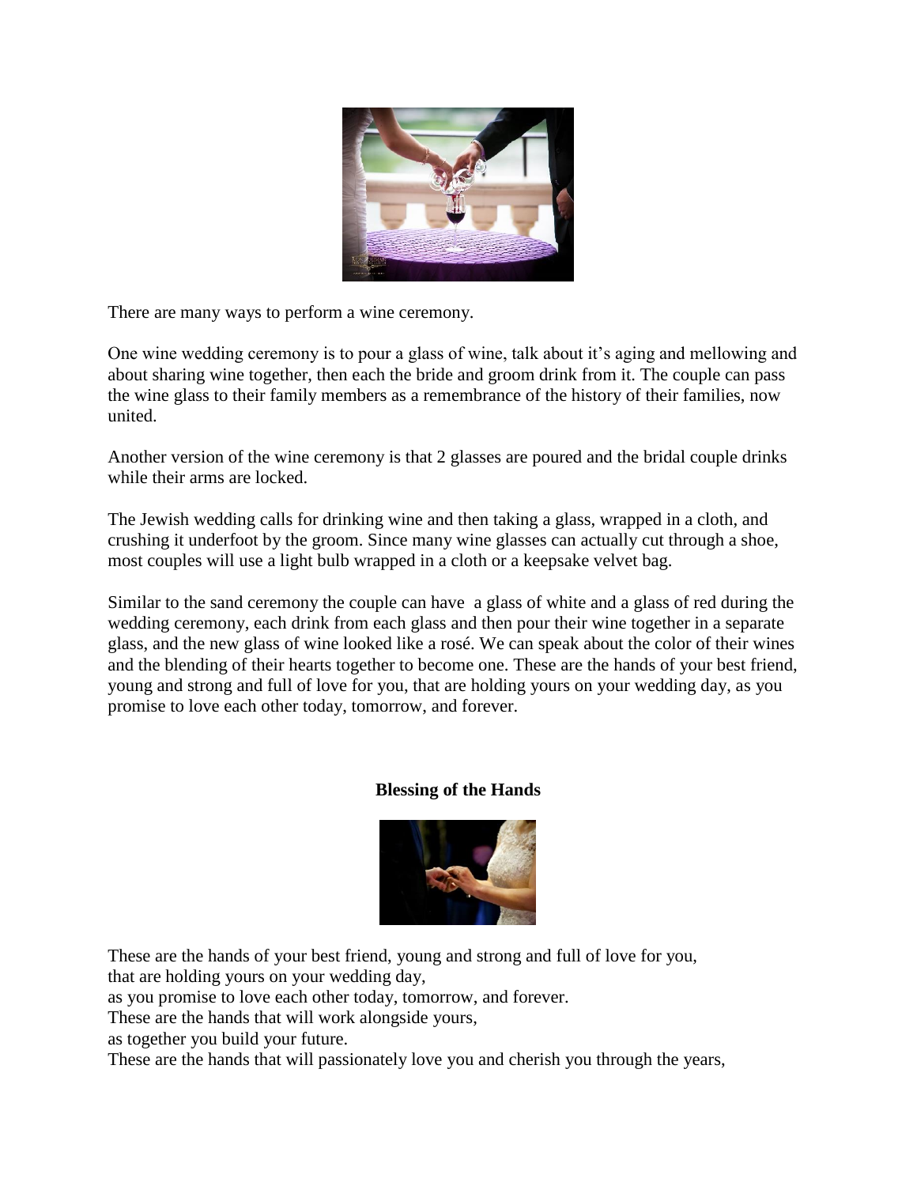There are many ways to perform a wine ceremony.

One wine wedding ceremony is to pour a glass of wine, talk about it's aging and mellowing and about sharing wine together, then each the bride and groom drink from it. The couple can pass the wine glass to their family members as a remembrance of the history of their families, now united.

Another version of the wine ceremony is that 2 glasses are poured and the bridal couple drinks while their arms are locked.

The Jewish wedding calls for drinking wine and then taking a glass, wrapped in a cloth, and crushing it underfoot by the groom. Since many wine glasses can actually cut through a shoe, most couples will use a light bulb wrapped in a cloth or a keepsake velvet bag.

Similar to the sand ceremony the couple can have a glass of white and a glass of red during the wedding ceremony, each drink from each glass and then pour their wine together in a separate glass, and the new glass of wine looked like a rosé. We can speak about the color of their wines and the blending of their hearts together to become one. These are the hands of your best friend, young and strong and full of love for you, that are holding yours on your wedding day, as you promise to love each other today, tomorrow, and forever.

**Blessing of the Hands**

These are the hands of your best friend, young and strong and full of love for you,
that are holding yours on your wedding day,
as you promise to love each other today, tomorrow, and forever.
These are the hands that will work alongside yours,
as together you build your future.
These are the hands that will passionately love you and cherish you through the years,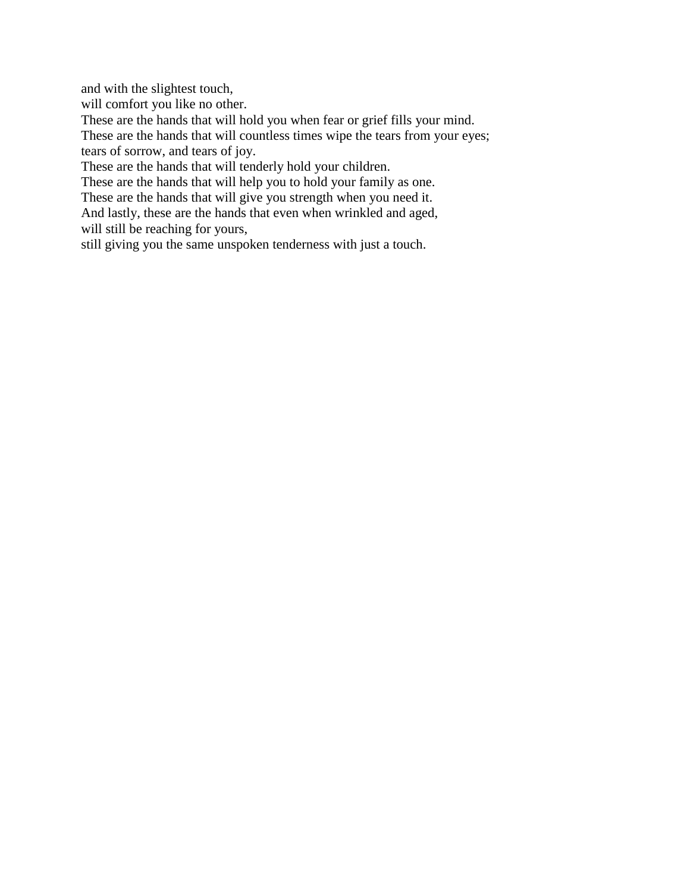and with the slightest touch,
will comfort you like no other.
These are the hands that will hold you when fear or grief fills your mind.
These are the hands that will countless times wipe the tears from your eyes;
tears of sorrow, and tears of joy.
These are the hands that will tenderly hold your children.
These are the hands that will help you to hold your family as one.
These are the hands that will give you strength when you need it.
And lastly, these are the hands that even when wrinkled and aged,
will still be reaching for yours,
still giving you the same unspoken tenderness with just a touch.